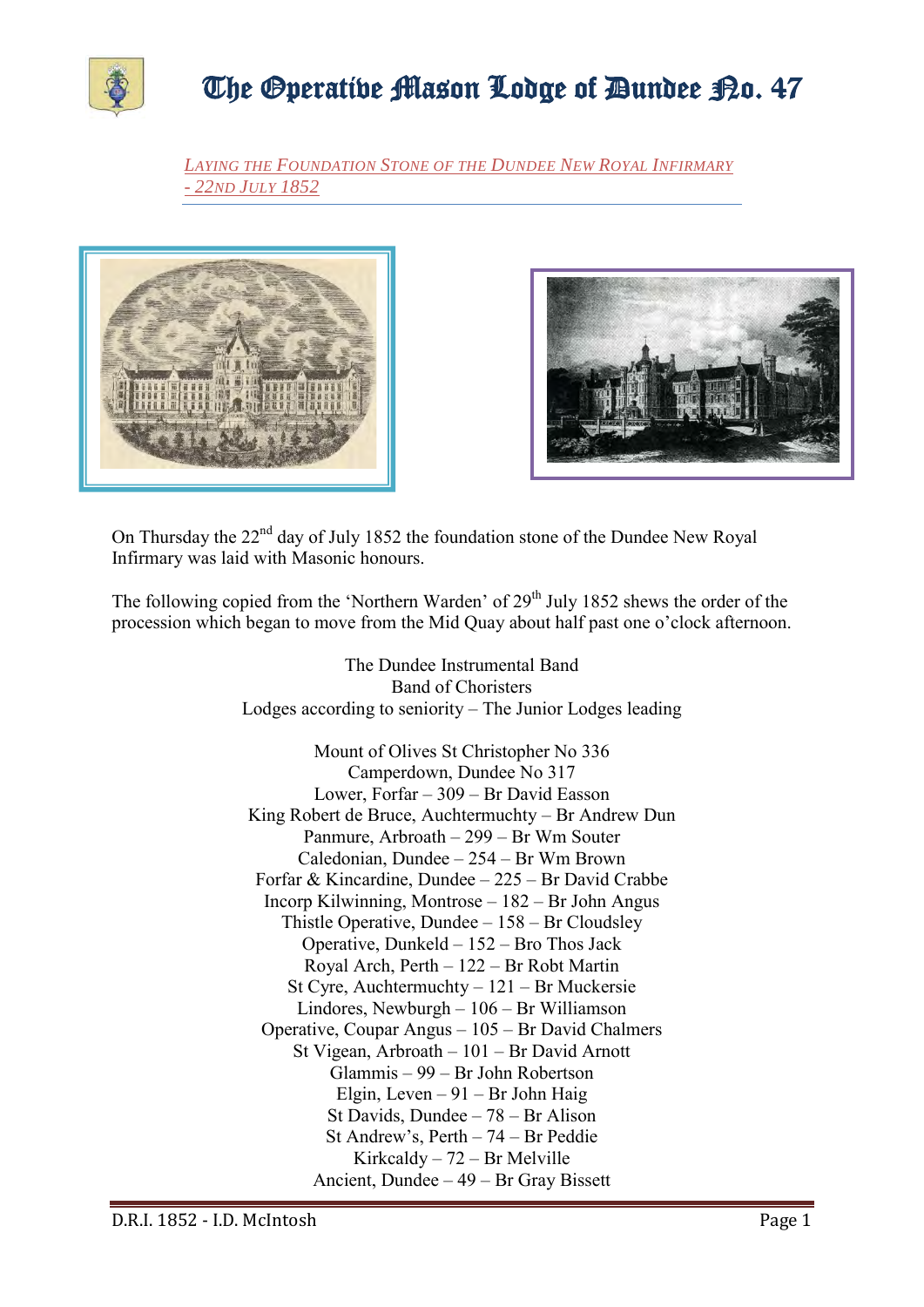# The Operative Mason Lodge of Dundee No. 47

## LAYING THE FOUNDATION STONE OF THE DUNDEE NEW ROYAL INFIRMARY - 22ND JULY 1852

On Thursday the 22nd day of July 1852 the foundation stone of the Dundee New Royal Infirmary was laid with Masonic honours.

The following copied from the 'Northern Warden' of 29th July 1852 shews the order of the procession which began to move from the Mid Quay about half past one o'clock afternoon.

The Dundee Instrumental Band
Band of Choristers
Lodges according to seniority – The Junior Lodges leading

Mount of Olives St Christopher No 336
Camperdown, Dundee No 317
Lower, Forfar – 309 – Br David Easson
King Robert de Bruce, Auchtermuchty – Br Andrew Dun
Panmure, Arbroath – 299 – Br Wm Souter
Caledonian, Dundee – 254 – Br Wm Brown
Forfar & Kincardine, Dundee – 225 – Br David Crabbe
Incorp Kilwinning, Montrose – 182 – Br John Angus
Thistle Operative, Dundee – 158 – Br Cloudsley
Operative, Dunkeld – 152 – Bro Thos Jack
Royal Arch, Perth – 122 – Br Robt Martin
St Cyre, Auchtermuchty – 121 – Br Muckersie
Lindores, Newburgh – 106 – Br Williamson
Operative, Coupar Angus – 105 – Br David Chalmers
St Vigean, Arbroath – 101 – Br David Arnott
Glammis – 99 – Br John Robertson
Elgin, Leven – 91 – Br John Haig
St Davids, Dundee – 78 – Br Alison
St Andrew's, Perth – 74 – Br Peddie
Kirkcaldy – 72 – Br Melville
Ancient, Dundee – 49 – Br Gray Bissett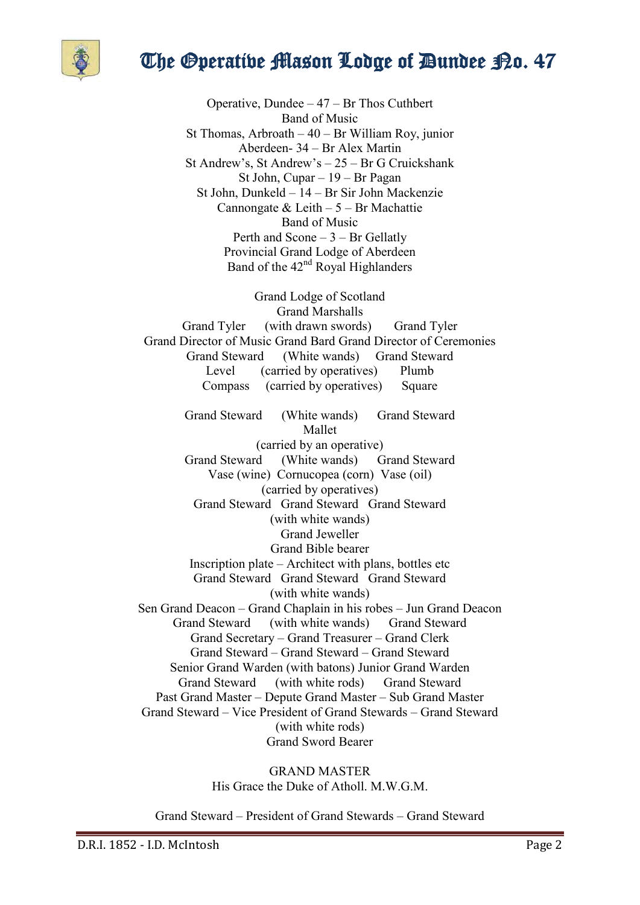Operative, Dundee – 47 – Br Thos Cuthbert
Band of Music
St Thomas, Arbroath – 40 – Br William Roy, junior
Aberdeen- 34 – Br Alex Martin
St Andrew's, St Andrew's – 25 – Br G Cruickshank
St John, Cupar – 19 – Br Pagan
St John, Dunkeld – 14 – Br Sir John Mackenzie
Cannongate & Leith – 5 – Br Machattie
Band of Music
Perth and Scone – 3 – Br Gellatly
Provincial Grand Lodge of Aberdeen
Band of the 42nd Royal Highlanders

Grand Lodge of Scotland
Grand Marshalls
Grand Tyler (with drawn swords) Grand Tyler
Grand Director of Music Grand Bard Grand Director of Ceremonies
Grand Steward (White wands) Grand Steward
Level (carried by operatives) Plumb
Compass (carried by operatives) Square

Grand Steward (White wands) Grand Steward
Mallet
(carried by an operative)
Grand Steward (White wands) Grand Steward
Vase (wine) Cornucopea (corn) Vase (oil)
(carried by operatives)
Grand Steward Grand Steward Grand Steward
(with white wands)
Grand Jeweller
Grand Bible bearer
Inscription plate – Architect with plans, bottles etc
Grand Steward Grand Steward Grand Steward
(with white wands)
Sen Grand Deacon – Grand Chaplain in his robes – Jun Grand Deacon
Grand Steward (with white wands) Grand Steward
Grand Secretary – Grand Treasurer – Grand Clerk
Grand Steward – Grand Steward – Grand Steward
Senior Grand Warden (with batons) Junior Grand Warden
Grand Steward (with white rods) Grand Steward
Past Grand Master – Depute Grand Master – Sub Grand Master
Grand Steward – Vice President of Grand Stewards – Grand Steward
(with white rods)
Grand Sword Bearer

GRAND MASTER
His Grace the Duke of Atholl. M.W.G.M.

Grand Steward – President of Grand Stewards – Grand Steward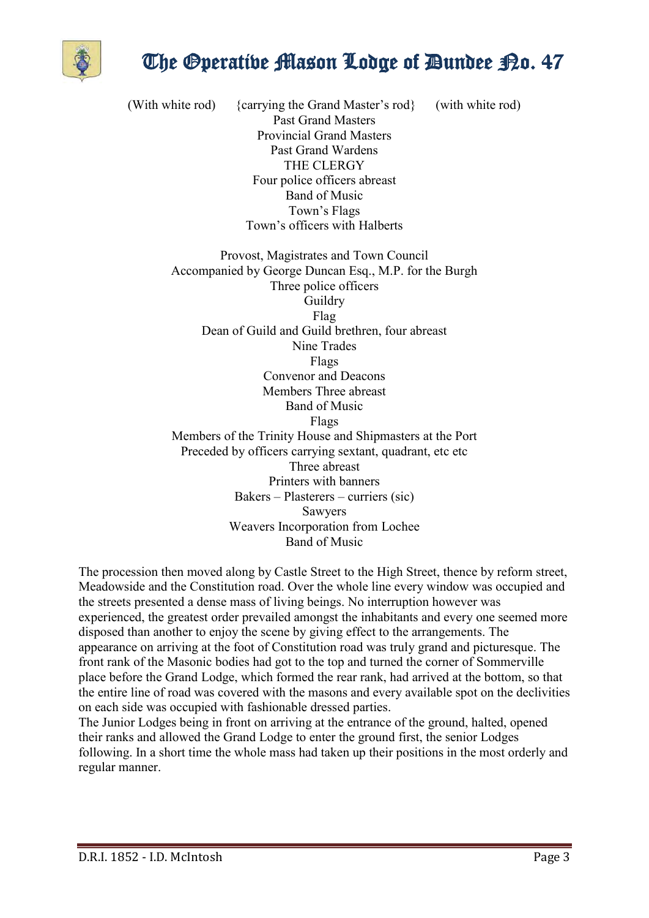(With white rod) {carrying the Grand Master's rod} (with white rod)
Past Grand Masters
Provincial Grand Masters
Past Grand Wardens
THE CLERGY
Four police officers abreast
Band of Music
Town's Flags
Town's officers with Halberts

Provost, Magistrates and Town Council
Accompanied by George Duncan Esq., M.P. for the Burgh
Three police officers
Guildry
Flag
Dean of Guild and Guild brethren, four abreast
Nine Trades
Flags
Convenor and Deacons
Members Three abreast
Band of Music
Flags
Members of the Trinity House and Shipmasters at the Port
Preceded by officers carrying sextant, quadrant, etc etc
Three abreast
Printers with banners
Bakers – Plasterers – curriers (sic)
Sawyers
Weavers Incorporation from Lochee
Band of Music

The procession then moved along by Castle Street to the High Street, thence by reform street, Meadowside and the Constitution road. Over the whole line every window was occupied and the streets presented a dense mass of living beings. No interruption however was experienced, the greatest order prevailed amongst the inhabitants and every one seemed more disposed than another to enjoy the scene by giving effect to the arrangements. The appearance on arriving at the foot of Constitution road was truly grand and picturesque. The front rank of the Masonic bodies had got to the top and turned the corner of Sommerville place before the Grand Lodge, which formed the rear rank, had arrived at the bottom, so that the entire line of road was covered with the masons and every available spot on the declivities on each side was occupied with fashionable dressed parties.
The Junior Lodges being in front on arriving at the entrance of the ground, halted, opened their ranks and allowed the Grand Lodge to enter the ground first, the senior Lodges following. In a short time the whole mass had taken up their positions in the most orderly and regular manner.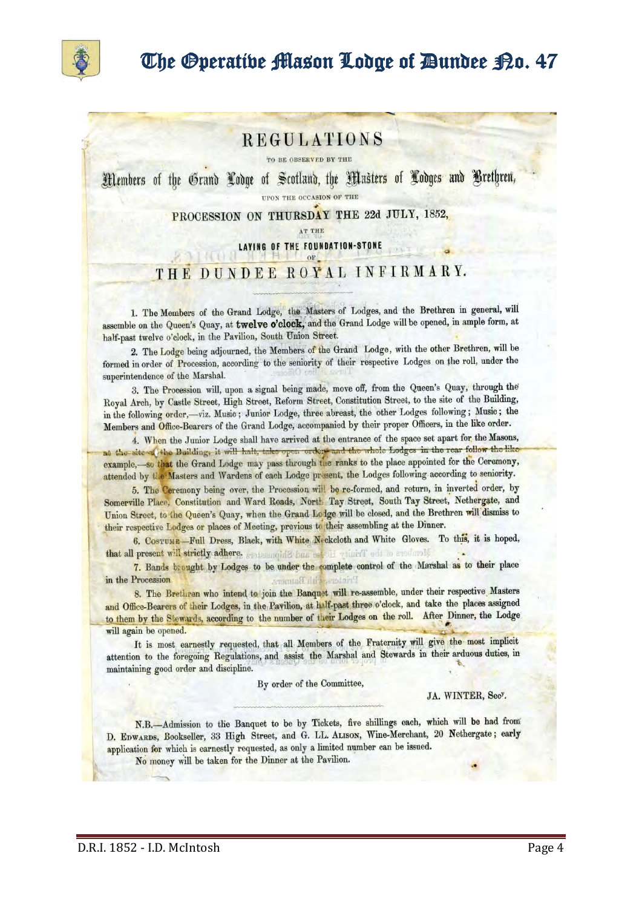# REGULATIONS

TO BE OBSERVED BY THE

## Members of the Grand Lodge of Scotland, the Masters of Lodges and Brethren,

UPON THE OCCASION OF THE

### PROCESSION ON THURSDAY THE 22d JULY, 1852,

AT THE

LAYING OF THE FOUNDATION-STONE

OF

## THE DUNDEE ROYAL INFIRMARY.

1. The Members of the Grand Lodge, the Masters of Lodges, and the Brethren in general, will assemble on the Queen's Quay, at **twelve o'clock,** and the Grand Lodge will be opened, in ample form, at half-past twelve o'clock, in the Pavilion, South Union Street.

2. The Lodge being adjourned, the Members of the Grand Lodge, with the other Brethren, will be formed in order of Procession, according to the seniority of their respective Lodges on the roll, under the superintendence of the Marshal.

3. The Procession will, upon a signal being made, move off, from the Queen's Quay, through the Royal Arch, by Castle Street, High Street, Reform Street, Constitution Street, to the site of the Building, in the following order,—viz. Music; Junior Lodge, three abreast, the other Lodges following; Music; the Members and Office-Bearers of the Grand Lodge, accompanied by their proper Officers, in the like order.

4. When the Junior Lodge shall have arrived at the entrance of the space set apart for the Masons, at the site of the Building, it will halt, take open order, and the whole Lodges in the rear follow the like example,—so that the Grand Lodge may pass through the ranks to the place appointed for the Ceremony, attended by the Masters and Wardens of each Lodge present, the Lodges following according to seniority.

5. The Ceremony being over, the Procession will be re-formed, and return, in inverted order, by Somerville Place, Constitution and Ward Roads, North Tay Street, South Tay Street, Nethergate, and Union Street, to the Queen's Quay, when the Grand Lodge will be closed, and the Brethren will dismiss to their respective Lodges or places of Meeting, previous to their assembling at the Dinner.

6. COSTUME.—Full Dress, Black, with White Neckcloth and White Gloves. To this, it is hoped, that all present will strictly adhere.

7. Bands brought by Lodges to be under the complete control of the Marshal as to their place in the Procession.

8. The Brethren who intend to join the Banquet will re-assemble, under their respective Masters and Office-Bearers of their Lodges, in the Pavilion, at half-past three o'clock, and take the places assigned to them by the Stewards, according to the number of their Lodges on the roll. After Dinner, the Lodge will again be opened.

It is most earnestly requested, that all Members of the Fraternity will give the most implicit attention to the foregoing Regulations, and assist the Marshal and Stewards in their arduous duties, in maintaining good order and discipline.

By order of the Committee,

JA. WINTER, Secy.

N.B.—Admission to the Banquet to be by Tickets, five shillings each, which will be had from D. EDWARDS, Bookseller, 33 High Street, and G. LL. ALISON, Wine-Merchant, 20 Nethergate; early application for which is earnestly requested, as only a limited number can be issued.

No money will be taken for the Dinner at the Pavilion.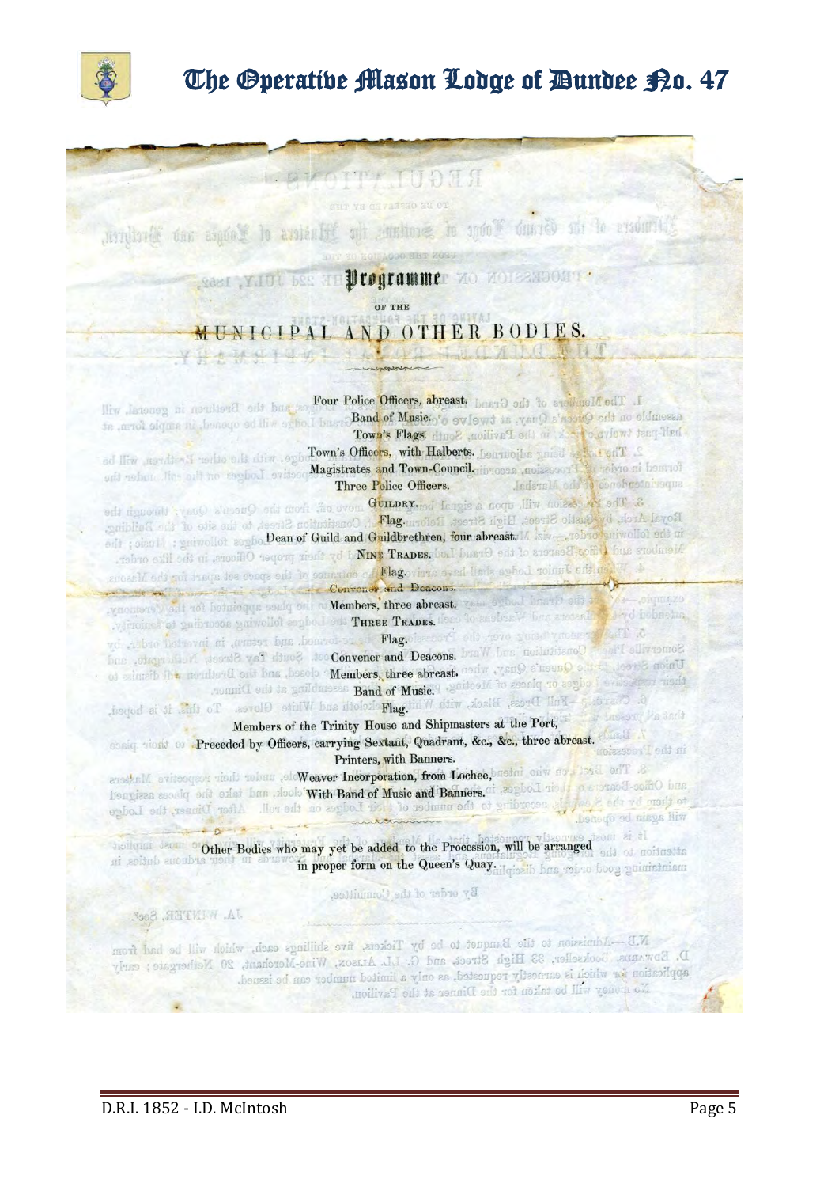# Programme

OF THE

## MUNICIPAL AND OTHER BODIES.

Four Police Officers, abreast.

Band of Music.

Town's Flags.

Town's Officers, with Halberts.

Magistrates and Town-Council.

Three Police Officers.

GUILDRY.

Flag.

Dean of Guild and Guildbrethren, four abreast.

NINE TRADES.

Flag.

Convener and Deacons.

Members, three abreast.

THREE TRADES.

Flag.

Convener and Deacons.

Members, three abreast.

Band of Music.

Flag.

Members of the Trinity House and Shipmasters at the Port,

Preceded by Officers, carrying Sextant, Quadrant, &c., &c., three abreast.

Printers, with Banners.

Weaver Incorporation, from Lochee,

With Band of Music and Banners.

Other Bodies who may yet be added to the Procession, will be arranged in proper form on the Queen's Quay.